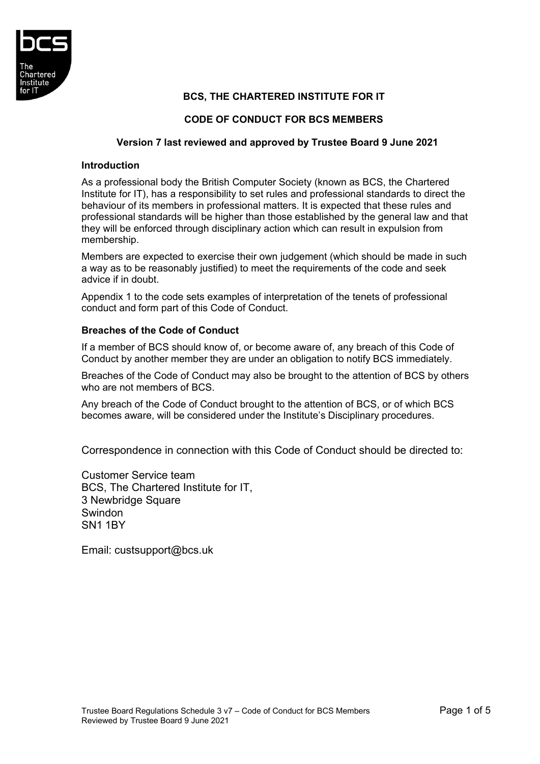# BCS, THE CHARTERED INSTITUTE FOR IT

## CODE OF CONDUCT FOR BCS MEMBERS

**Version 7 last reviewed and approved by Trustee Board 9 June 2021**

### Introduction

As a professional body the British Computer Society (known as BCS, the Chartered Institute for IT), has a responsibility to set rules and professional standards to direct the behaviour of its members in professional matters. It is expected that these rules and professional standards will be higher than those established by the general law and that they will be enforced through disciplinary action which can result in expulsion from membership.

Members are expected to exercise their own judgement (which should be made in such a way as to be reasonably justified) to meet the requirements of the code and seek advice if in doubt.

Appendix 1 to the code sets examples of interpretation of the tenets of professional conduct and form part of this Code of Conduct.

### Breaches of the Code of Conduct

If a member of BCS should know of, or become aware of, any breach of this Code of Conduct by another member they are under an obligation to notify BCS immediately.

Breaches of the Code of Conduct may also be brought to the attention of BCS by others who are not members of BCS.

Any breach of the Code of Conduct brought to the attention of BCS, or of which BCS becomes aware, will be considered under the Institute's Disciplinary procedures.

Correspondence in connection with this Code of Conduct should be directed to:

Customer Service team
BCS, The Chartered Institute for IT,
3 Newbridge Square
Swindon
SN1 1BY

Email: custsupport@bcs.uk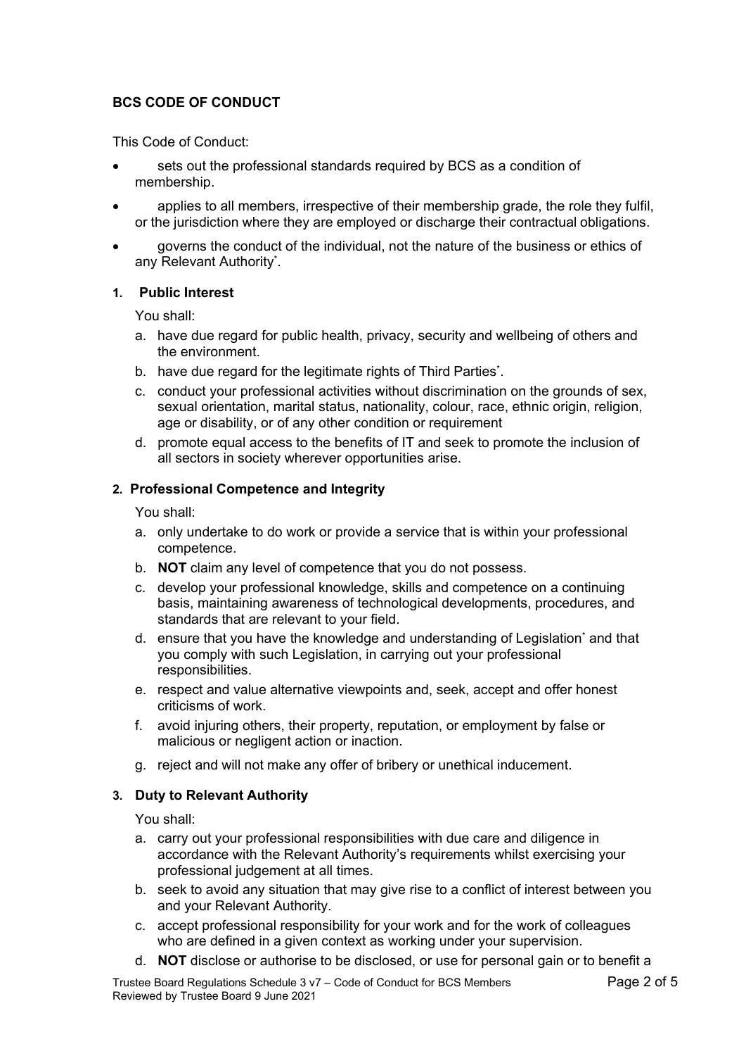**BCS CODE OF CONDUCT**

This Code of Conduct:

- sets out the professional standards required by BCS as a condition of membership.
- applies to all members, irrespective of their membership grade, the role they fulfil, or the jurisdiction where they are employed or discharge their contractual obligations.
- governs the conduct of the individual, not the nature of the business or ethics of any Relevant Authority*.

**1. Public Interest**

You shall:

a. have due regard for public health, privacy, security and wellbeing of others and the environment.

b. have due regard for the legitimate rights of Third Parties*.

c. conduct your professional activities without discrimination on the grounds of sex, sexual orientation, marital status, nationality, colour, race, ethnic origin, religion, age or disability, or of any other condition or requirement

d. promote equal access to the benefits of IT and seek to promote the inclusion of all sectors in society wherever opportunities arise.

**2. Professional Competence and Integrity**

You shall:

a. only undertake to do work or provide a service that is within your professional competence.

b. **NOT** claim any level of competence that you do not possess.

c. develop your professional knowledge, skills and competence on a continuing basis, maintaining awareness of technological developments, procedures, and standards that are relevant to your field.

d. ensure that you have the knowledge and understanding of Legislation* and that you comply with such Legislation, in carrying out your professional responsibilities.

e. respect and value alternative viewpoints and, seek, accept and offer honest criticisms of work.

f. avoid injuring others, their property, reputation, or employment by false or malicious or negligent action or inaction.

g. reject and will not make any offer of bribery or unethical inducement.

**3. Duty to Relevant Authority**

You shall:

a. carry out your professional responsibilities with due care and diligence in accordance with the Relevant Authority's requirements whilst exercising your professional judgement at all times.

b. seek to avoid any situation that may give rise to a conflict of interest between you and your Relevant Authority.

c. accept professional responsibility for your work and for the work of colleagues who are defined in a given context as working under your supervision.

d. **NOT** disclose or authorise to be disclosed, or use for personal gain or to benefit a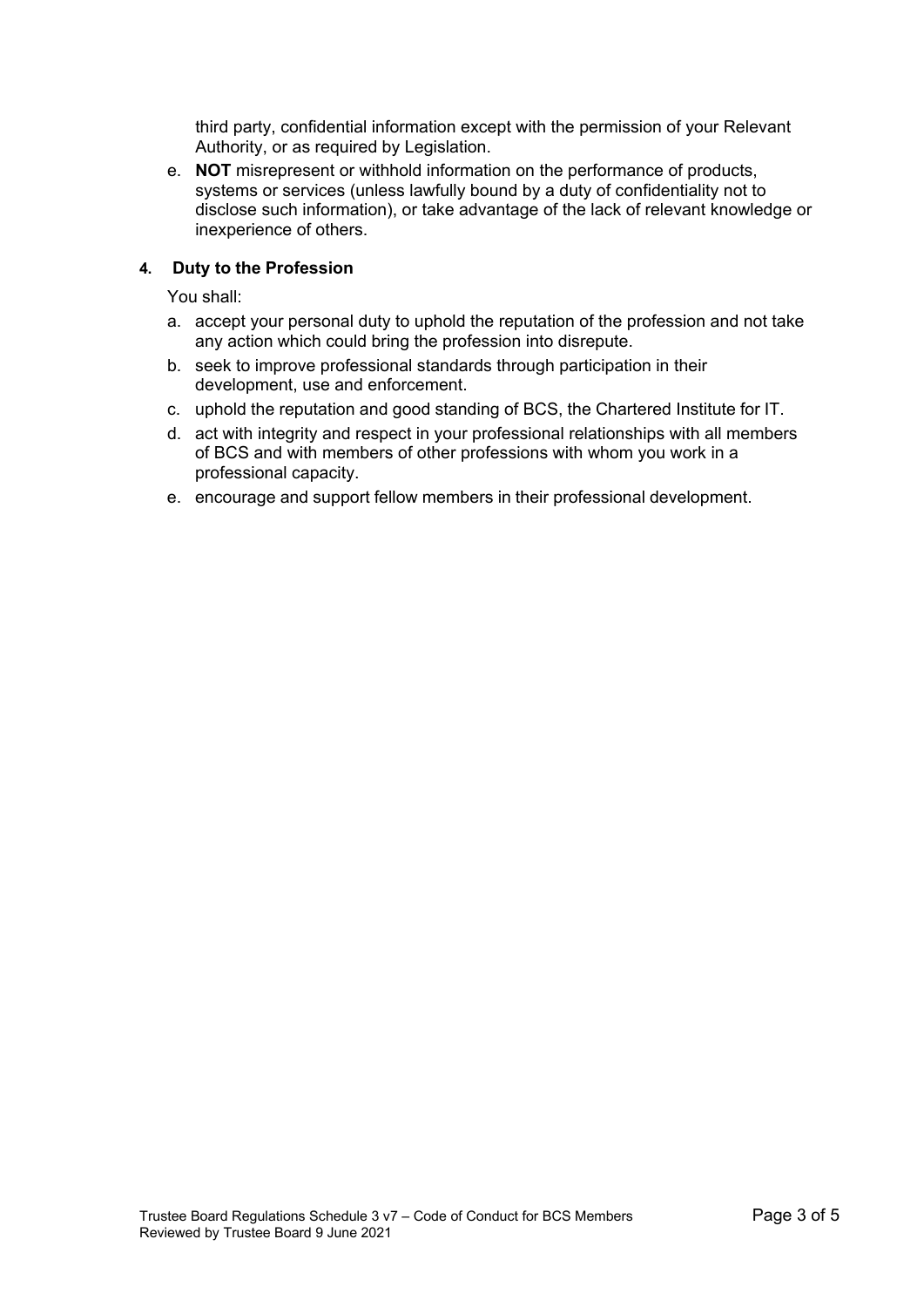third party, confidential information except with the permission of your Relevant Authority, or as required by Legislation.

e. **NOT** misrepresent or withhold information on the performance of products, systems or services (unless lawfully bound by a duty of confidentiality not to disclose such information), or take advantage of the lack of relevant knowledge or inexperience of others.

#### 4. Duty to the Profession

You shall:

a. accept your personal duty to uphold the reputation of the profession and not take any action which could bring the profession into disrepute.

b. seek to improve professional standards through participation in their development, use and enforcement.

c. uphold the reputation and good standing of BCS, the Chartered Institute for IT.

d. act with integrity and respect in your professional relationships with all members of BCS and with members of other professions with whom you work in a professional capacity.

e. encourage and support fellow members in their professional development.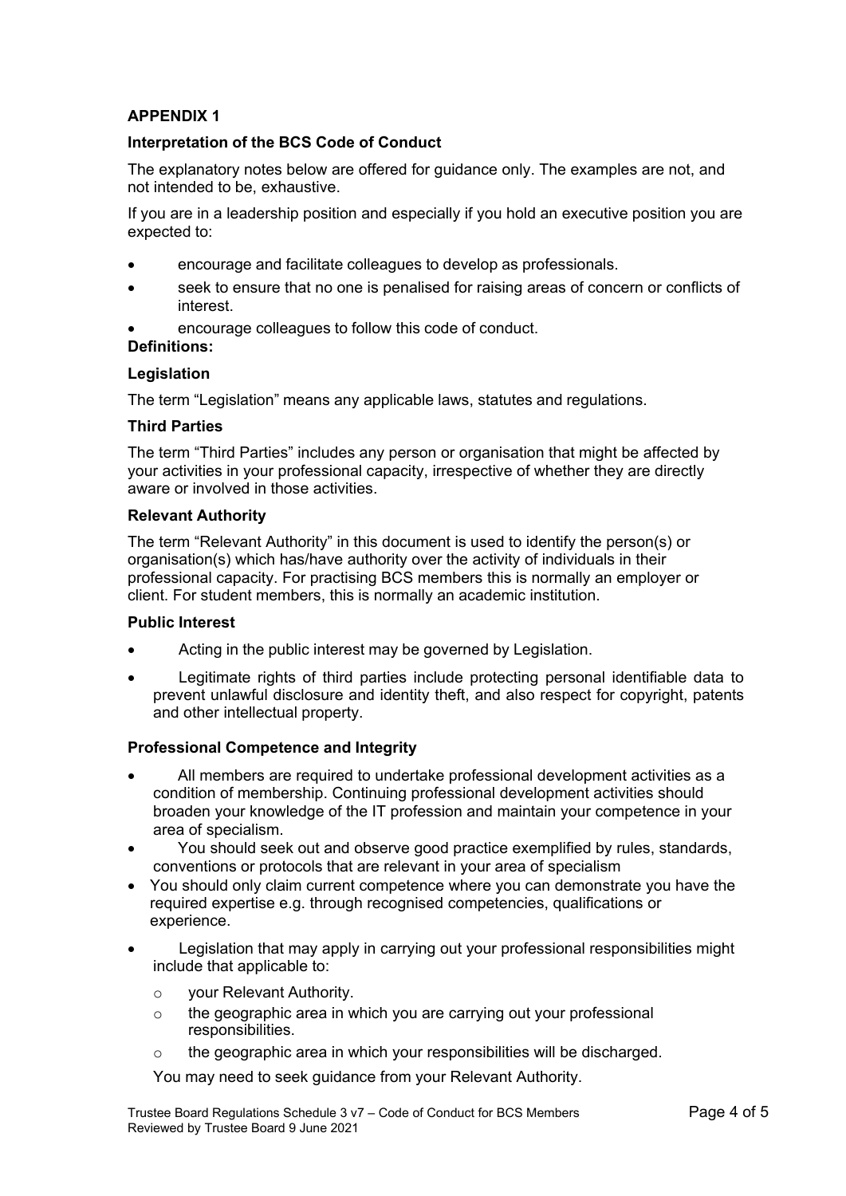## APPENDIX 1

### Interpretation of the BCS Code of Conduct

The explanatory notes below are offered for guidance only. The examples are not, and not intended to be, exhaustive.

If you are in a leadership position and especially if you hold an executive position you are expected to:

- encourage and facilitate colleagues to develop as professionals.
- seek to ensure that no one is penalised for raising areas of concern or conflicts of interest.
- encourage colleagues to follow this code of conduct.

**Definitions:**

**Legislation**

The term "Legislation" means any applicable laws, statutes and regulations.

**Third Parties**

The term "Third Parties" includes any person or organisation that might be affected by your activities in your professional capacity, irrespective of whether they are directly aware or involved in those activities.

**Relevant Authority**

The term "Relevant Authority" in this document is used to identify the person(s) or organisation(s) which has/have authority over the activity of individuals in their professional capacity. For practising BCS members this is normally an employer or client. For student members, this is normally an academic institution.

**Public Interest**

- Acting in the public interest may be governed by Legislation.
- Legitimate rights of third parties include protecting personal identifiable data to prevent unlawful disclosure and identity theft, and also respect for copyright, patents and other intellectual property.

**Professional Competence and Integrity**

- All members are required to undertake professional development activities as a condition of membership. Continuing professional development activities should broaden your knowledge of the IT profession and maintain your competence in your area of specialism.
- You should seek out and observe good practice exemplified by rules, standards, conventions or protocols that are relevant in your area of specialism
- You should only claim current competence where you can demonstrate you have the required expertise e.g. through recognised competencies, qualifications or experience.
- Legislation that may apply in carrying out your professional responsibilities might include that applicable to:
  - your Relevant Authority.
  - the geographic area in which you are carrying out your professional responsibilities.
  - the geographic area in which your responsibilities will be discharged.

  You may need to seek guidance from your Relevant Authority.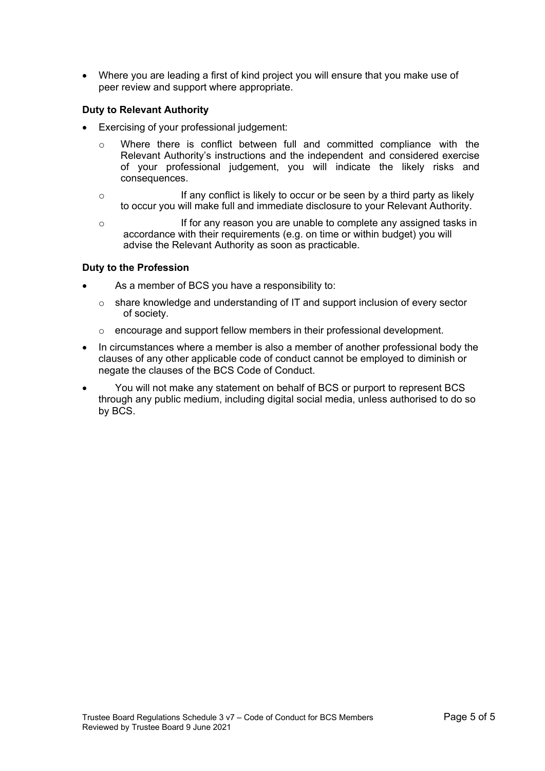- Where you are leading a first of kind project you will ensure that you make use of peer review and support where appropriate.

**Duty to Relevant Authority**

- Exercising of your professional judgement:
    - Where there is conflict between full and committed compliance with the Relevant Authority's instructions and the independent and considered exercise of your professional judgement, you will indicate the likely risks and consequences.
    - If any conflict is likely to occur or be seen by a third party as likely to occur you will make full and immediate disclosure to your Relevant Authority.
    - If for any reason you are unable to complete any assigned tasks in accordance with their requirements (e.g. on time or within budget) you will advise the Relevant Authority as soon as practicable.

**Duty to the Profession**

- As a member of BCS you have a responsibility to:
    - share knowledge and understanding of IT and support inclusion of every sector of society.
    - encourage and support fellow members in their professional development.
- In circumstances where a member is also a member of another professional body the clauses of any other applicable code of conduct cannot be employed to diminish or negate the clauses of the BCS Code of Conduct.
- You will not make any statement on behalf of BCS or purport to represent BCS through any public medium, including digital social media, unless authorised to do so by BCS.